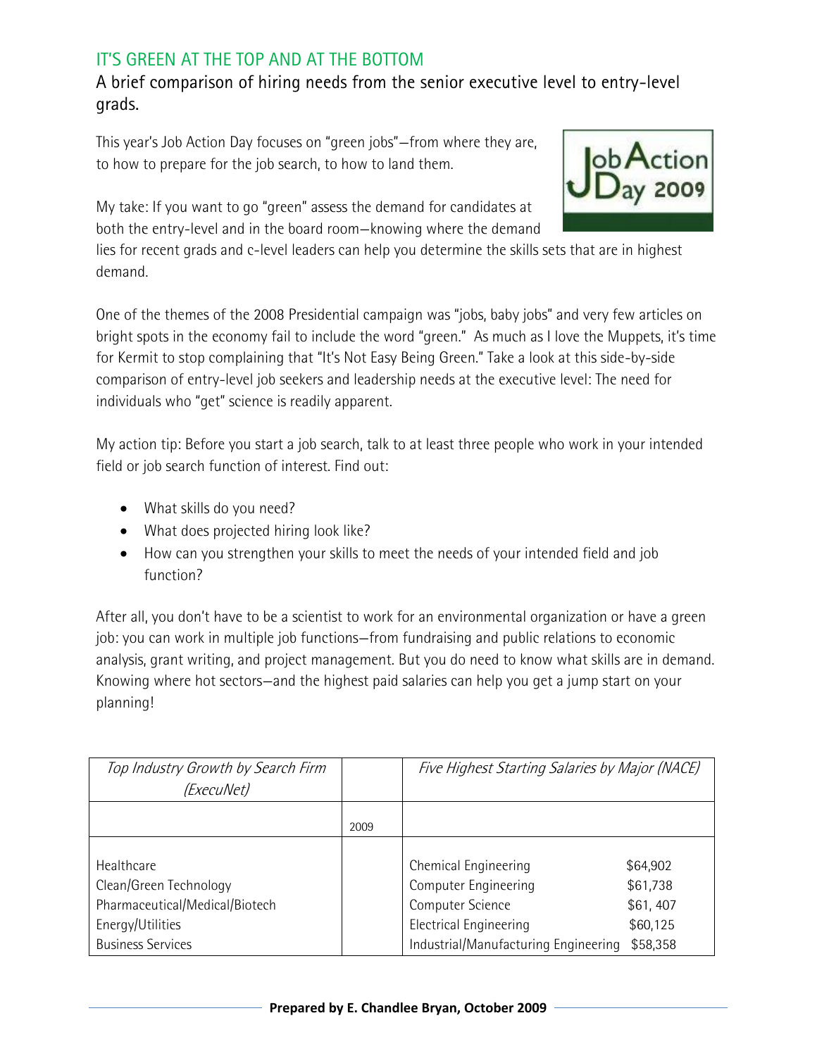## IT'S GREEN AT THE TOP AND AT THE BOTTOM

### A brief comparison of hiring needs from the senior executive level to entry-level grads.

This year's Job Action Day focuses on "green jobs"—from where they are, to how to prepare for the job search, to how to land them.

My take: If you want to go "green" assess the demand for candidates at both the entry-level and in the board room—knowing where the demand lies for recent grads and c-level leaders can help you determine the skills sets that are in highest demand.

One of the themes of the 2008 Presidential campaign was "jobs, baby jobs" and very few articles on bright spots in the economy fail to include the word "green." As much as I love the Muppets, it's time for Kermit to stop complaining that "It's Not Easy Being Green." Take a look at this side-by-side comparison of entry-level job seekers and leadership needs at the executive level: The need for individuals who "get" science is readily apparent.

My action tip: Before you start a job search, talk to at least three people who work in your intended field or job search function of interest. Find out:

- What skills do you need?
- What does projected hiring look like?
- How can you strengthen your skills to meet the needs of your intended field and job function?

After all, you don't have to be a scientist to work for an environmental organization or have a green job: you can work in multiple job functions—from fundraising and public relations to economic analysis, grant writing, and project management. But you do need to know what skills are in demand. Knowing where hot sectors—and the highest paid salaries can help you get a jump start on your planning!

| *Top Industry Growth by Search Firm (ExecuNet)* | | *Five Highest Starting Salaries by Major (NACE)* | |
|---|---|---|---|
| | 2009 | | |
| Healthcare | | Chemical Engineering | $64,902 |
| Clean/Green Technology | | Computer Engineering | $61,738 |
| Pharmaceutical/Medical/Biotech | | Computer Science | $61, 407 |
| Energy/Utilities | | Electrical Engineering | $60,125 |
| Business Services | | Industrial/Manufacturing Engineering | $58,358 |

**Prepared by E. Chandlee Bryan, October 2009**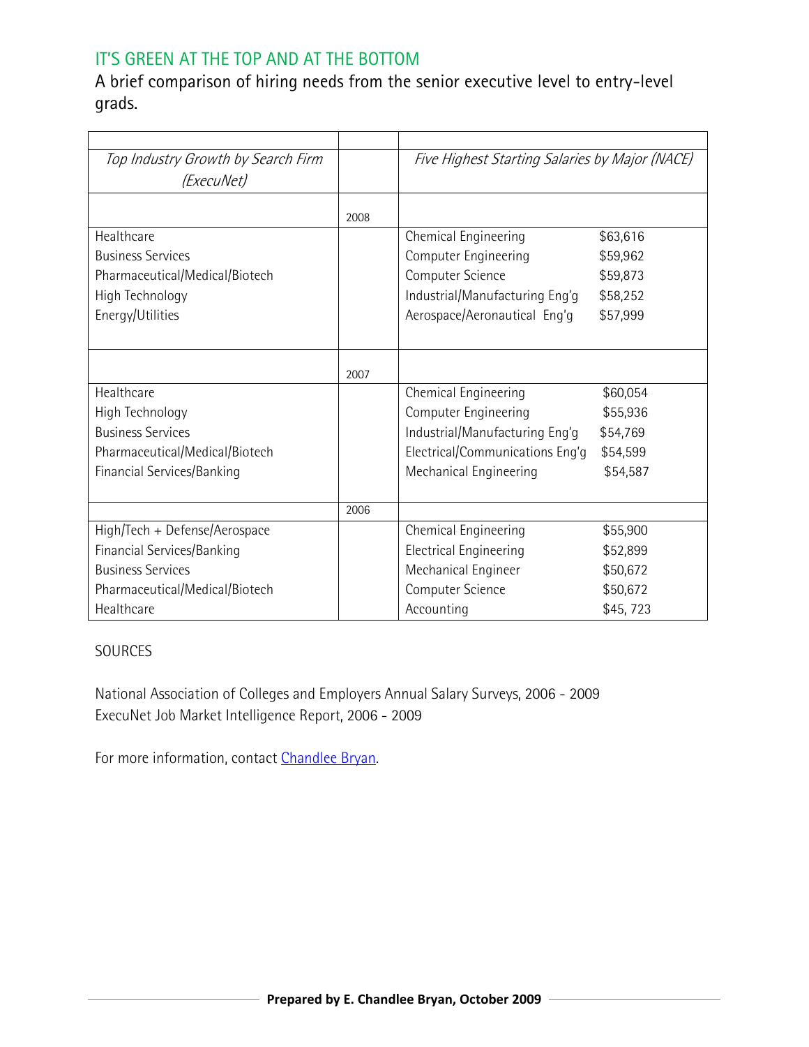## IT'S GREEN AT THE TOP AND AT THE BOTTOM

A brief comparison of hiring needs from the senior executive level to entry-level grads.

| *Top Industry Growth by Search Firm (ExecuNet)* | | *Five Highest Starting Salaries by Major (NACE)* | |
|---|---|---|---|
| | 2008 | | |
| Healthcare | | Chemical Engineering | $63,616 |
| Business Services | | Computer Engineering | $59,962 |
| Pharmaceutical/Medical/Biotech | | Computer Science | $59,873 |
| High Technology | | Industrial/Manufacturing Eng'g | $58,252 |
| Energy/Utilities | | Aerospace/Aeronautical Eng'g | $57,999 |
| | 2007 | | |
| Healthcare | | Chemical Engineering | $60,054 |
| High Technology | | Computer Engineering | $55,936 |
| Business Services | | Industrial/Manufacturing Eng'g | $54,769 |
| Pharmaceutical/Medical/Biotech | | Electrical/Communications Eng'g | $54,599 |
| Financial Services/Banking | | Mechanical Engineering | $54,587 |
| | 2006 | | |
| High/Tech + Defense/Aerospace | | Chemical Engineering | $55,900 |
| Financial Services/Banking | | Electrical Engineering | $52,899 |
| Business Services | | Mechanical Engineer | $50,672 |
| Pharmaceutical/Medical/Biotech | | Computer Science | $50,672 |
| Healthcare | | Accounting | $45, 723 |

SOURCES

National Association of Colleges and Employers Annual Salary Surveys, 2006 - 2009
ExecuNet Job Market Intelligence Report, 2006 - 2009

For more information, contact Chandlee Bryan.

**Prepared by E. Chandlee Bryan, October 2009**